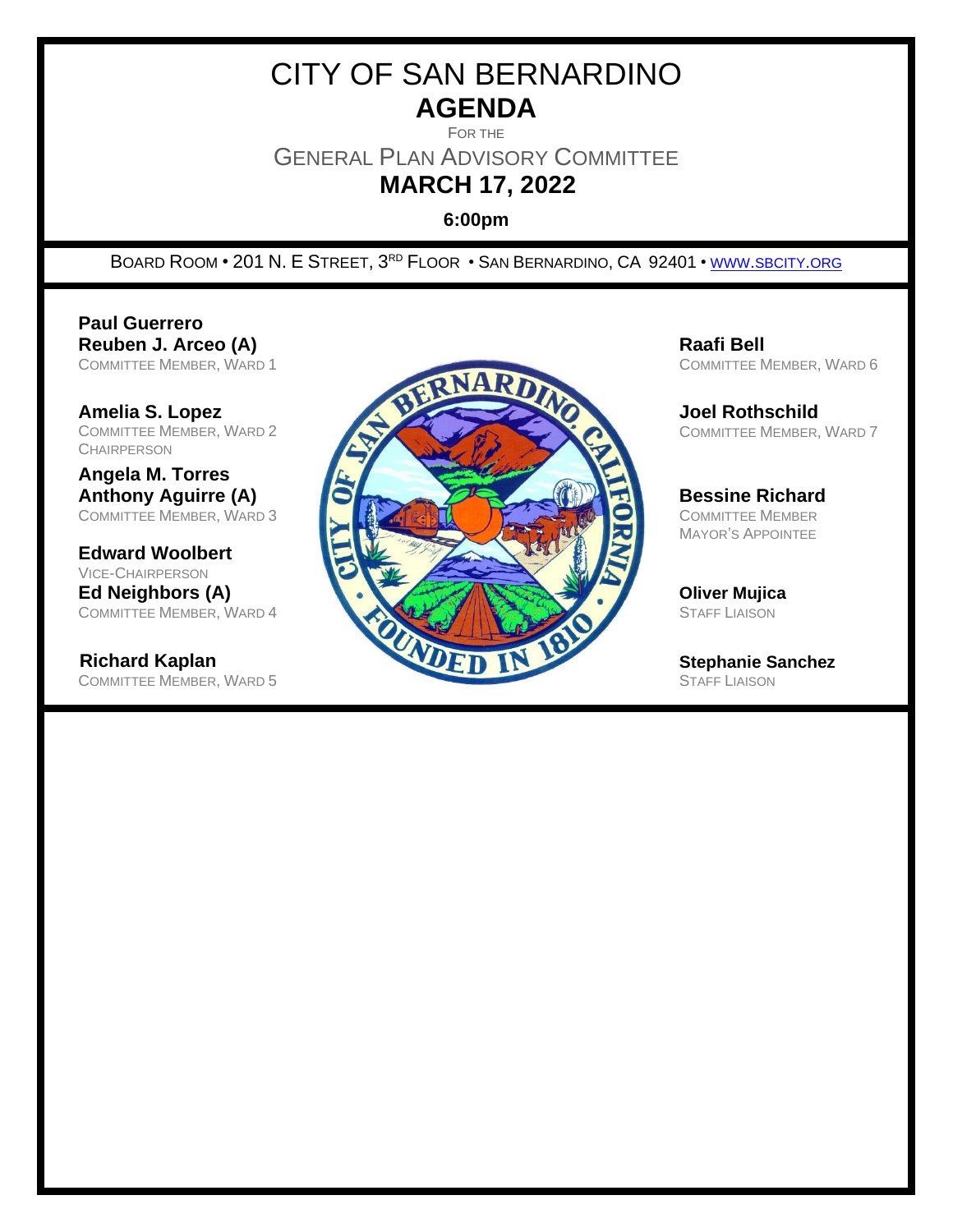# CITY OF SAN BERNARDINO

# AGENDA

FOR THE

## GENERAL PLAN ADVISORY COMMITTEE

## MARCH 17, 2022

**6:00pm**

BOARD ROOM • 201 N. E STREET, 3RD FLOOR • SAN BERNARDINO, CA 92401 • [WWW.SBCITY.ORG](http://www.sbcity.org)

**Paul Guerrero**
**Reuben J. Arceo (A)**
COMMITTEE MEMBER, WARD 1

**Amelia S. Lopez**
COMMITTEE MEMBER, WARD 2
CHAIRPERSON

**Angela M. Torres**
**Anthony Aguirre (A)**
COMMITTEE MEMBER, WARD 3

**Edward Woolbert**
VICE-CHAIRPERSON
**Ed Neighbors (A)**
COMMITTEE MEMBER, WARD 4

**Richard Kaplan**
COMMITTEE MEMBER, WARD 5

**Raafi Bell**
COMMITTEE MEMBER, WARD 6

**Joel Rothschild**
COMMITTEE MEMBER, WARD 7

**Bessine Richard**
COMMITTEE MEMBER
MAYOR'S APPOINTEE

**Oliver Mujica**
STAFF LIAISON

**Stephanie Sanchez**
STAFF LIAISON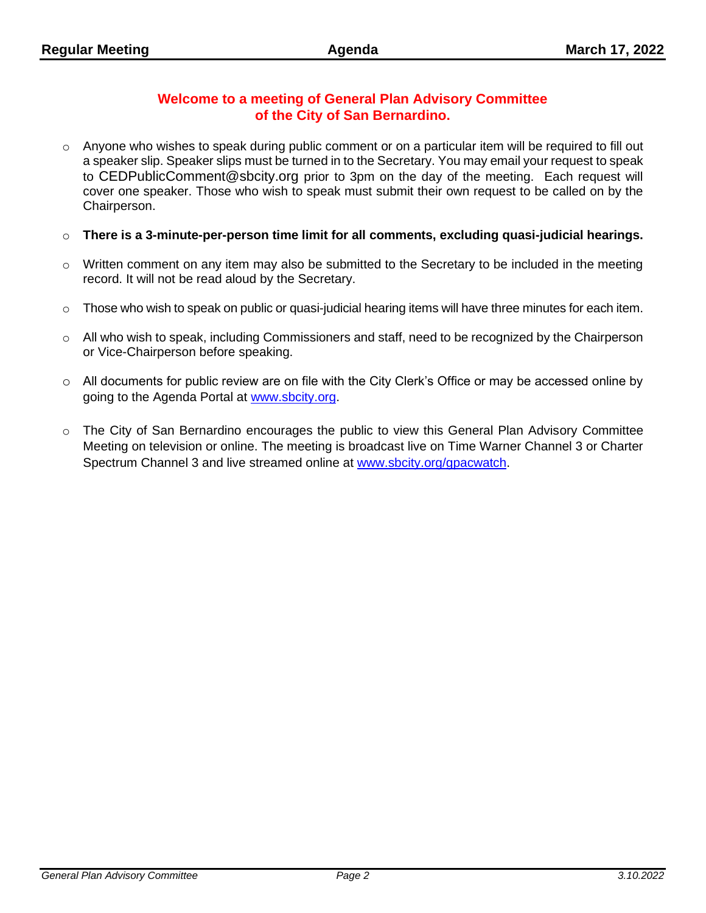## Welcome to a meeting of General Plan Advisory Committee of the City of San Bernardino.

- Anyone who wishes to speak during public comment or on a particular item will be required to fill out a speaker slip. Speaker slips must be turned in to the Secretary. You may email your request to speak to CEDPublicComment@sbcity.org prior to 3pm on the day of the meeting. Each request will cover one speaker. Those who wish to speak must submit their own request to be called on by the Chairperson.
- **There is a 3-minute-per-person time limit for all comments, excluding quasi-judicial hearings.**
- Written comment on any item may also be submitted to the Secretary to be included in the meeting record. It will not be read aloud by the Secretary.
- Those who wish to speak on public or quasi-judicial hearing items will have three minutes for each item.
- All who wish to speak, including Commissioners and staff, need to be recognized by the Chairperson or Vice-Chairperson before speaking.
- All documents for public review are on file with the City Clerk's Office or may be accessed online by going to the Agenda Portal at [www.sbcity.org](www.sbcity.org).
- The City of San Bernardino encourages the public to view this General Plan Advisory Committee Meeting on television or online. The meeting is broadcast live on Time Warner Channel 3 or Charter Spectrum Channel 3 and live streamed online at [www.sbcity.org/gpacwatch](www.sbcity.org/gpacwatch).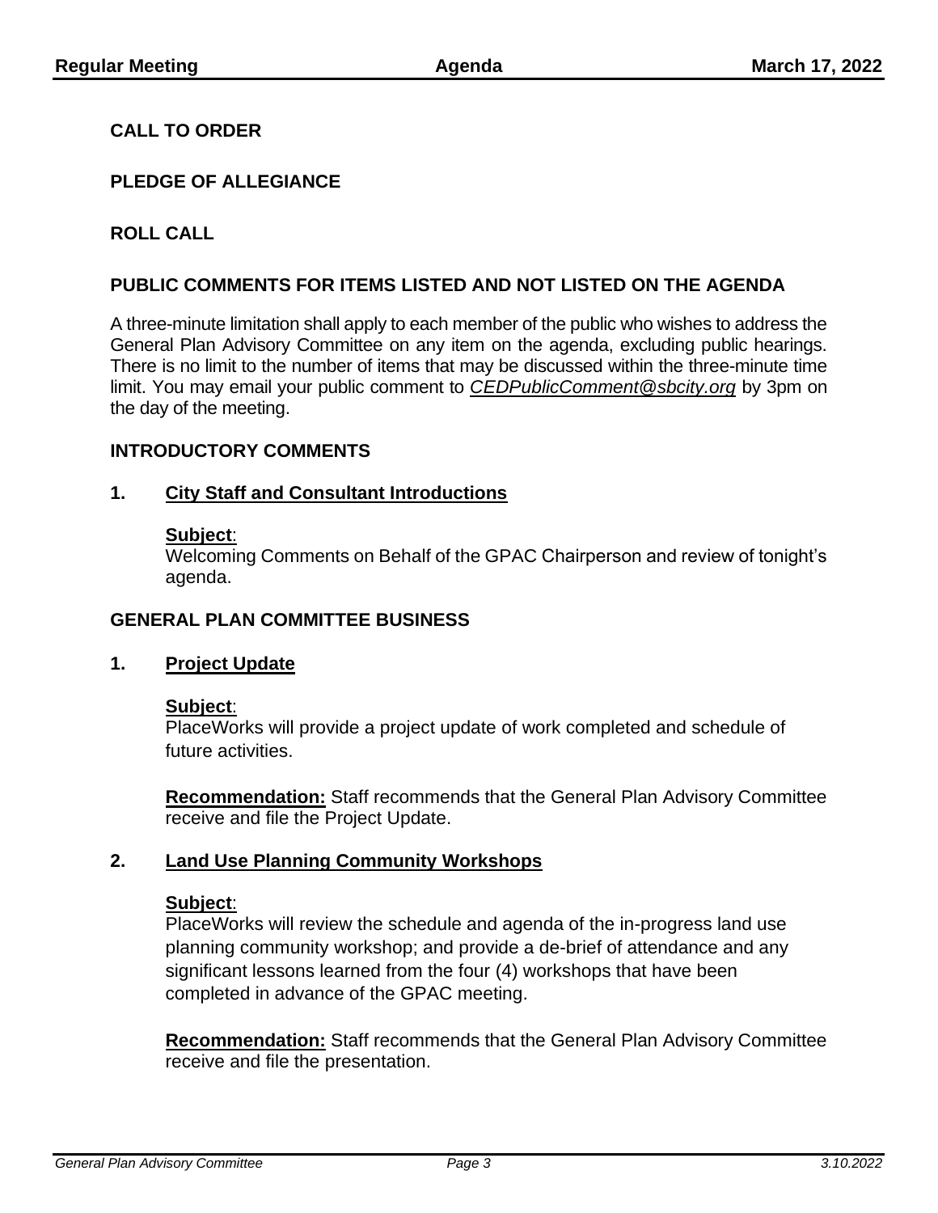## CALL TO ORDER

## PLEDGE OF ALLEGIANCE

## ROLL CALL

## PUBLIC COMMENTS FOR ITEMS LISTED AND NOT LISTED ON THE AGENDA

A three-minute limitation shall apply to each member of the public who wishes to address the General Plan Advisory Committee on any item on the agenda, excluding public hearings. There is no limit to the number of items that may be discussed within the three-minute time limit. You may email your public comment to *CEDPublicComment@sbcity.org* by 3pm on the day of the meeting.

## INTRODUCTORY COMMENTS

### 1. City Staff and Consultant Introductions

**Subject**:
Welcoming Comments on Behalf of the GPAC Chairperson and review of tonight's agenda.

## GENERAL PLAN COMMITTEE BUSINESS

### 1. Project Update

**Subject**:
PlaceWorks will provide a project update of work completed and schedule of future activities.

**Recommendation:** Staff recommends that the General Plan Advisory Committee receive and file the Project Update.

### 2. Land Use Planning Community Workshops

**Subject**:
PlaceWorks will review the schedule and agenda of the in-progress land use planning community workshop; and provide a de-brief of attendance and any significant lessons learned from the four (4) workshops that have been completed in advance of the GPAC meeting.

**Recommendation:** Staff recommends that the General Plan Advisory Committee receive and file the presentation.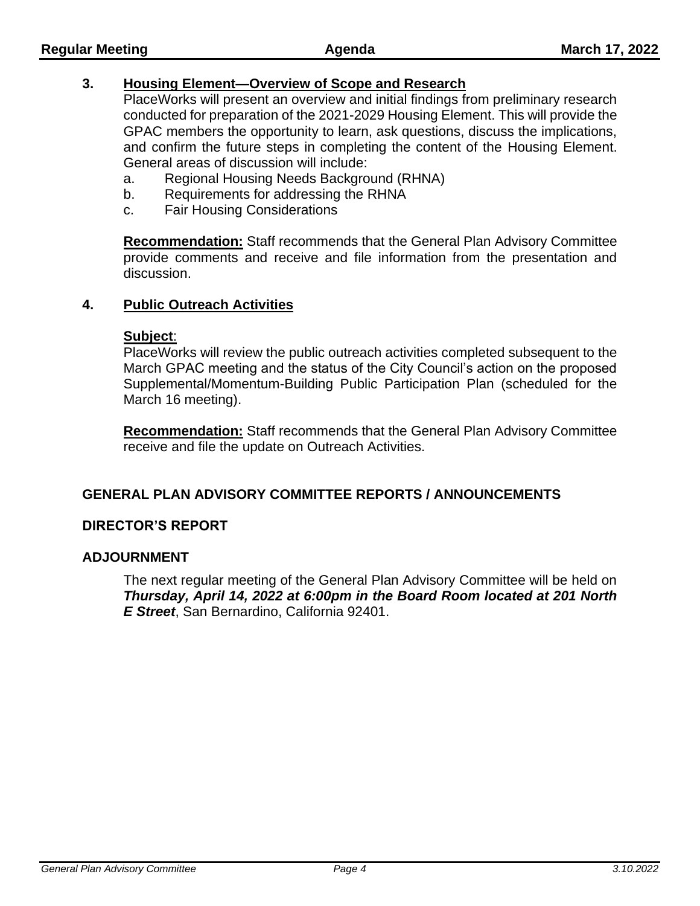**3. <u>Housing Element—Overview of Scope and Research</u>**

PlaceWorks will present an overview and initial findings from preliminary research conducted for preparation of the 2021-2029 Housing Element. This will provide the GPAC members the opportunity to learn, ask questions, discuss the implications, and confirm the future steps in completing the content of the Housing Element. General areas of discussion will include:

a. Regional Housing Needs Background (RHNA)
b. Requirements for addressing the RHNA
c. Fair Housing Considerations

**<u>Recommendation:</u>** Staff recommends that the General Plan Advisory Committee provide comments and receive and file information from the presentation and discussion.

**4. <u>Public Outreach Activities</u>**

**<u>Subject</u>**:

PlaceWorks will review the public outreach activities completed subsequent to the March GPAC meeting and the status of the City Council's action on the proposed Supplemental/Momentum-Building Public Participation Plan (scheduled for the March 16 meeting).

**<u>Recommendation:</u>** Staff recommends that the General Plan Advisory Committee receive and file the update on Outreach Activities.

## GENERAL PLAN ADVISORY COMMITTEE REPORTS / ANNOUNCEMENTS

## DIRECTOR'S REPORT

## ADJOURNMENT

The next regular meeting of the General Plan Advisory Committee will be held on ***Thursday, April 14, 2022 at 6:00pm in the Board Room located at 201 North E Street***, San Bernardino, California 92401.